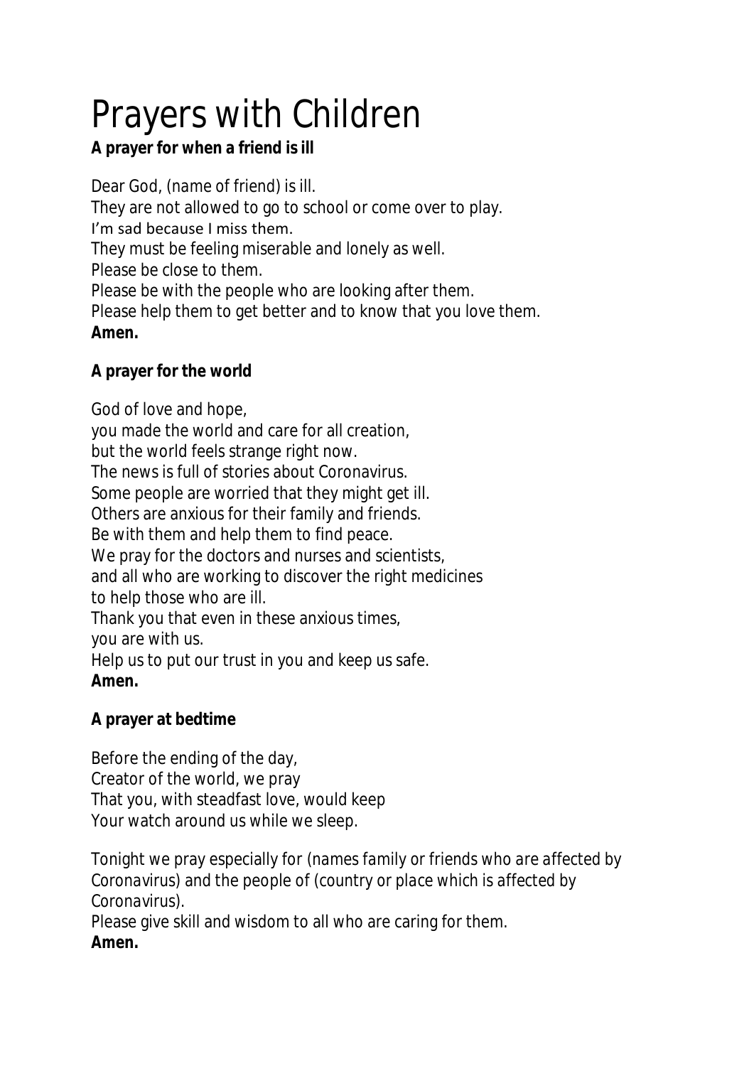# Prayers with Children

**A prayer for when a friend is ill**

Dear God, (name of friend) is ill.
They are not allowed to go to school or come over to play.
I'm sad because I miss them.
They must be feeling miserable and lonely as well.
Please be close to them.
Please be with the people who are looking after them.
Please help them to get better and to know that you love them.
**Amen.**

**A prayer for the world**

God of love and hope,
you made the world and care for all creation,
but the world feels strange right now.
The news is full of stories about Coronavirus.
Some people are worried that they might get ill.
Others are anxious for their family and friends.
Be with them and help them to find peace.
We pray for the doctors and nurses and scientists,
and all who are working to discover the right medicines
to help those who are ill.
Thank you that even in these anxious times,
you are with us.
Help us to put our trust in you and keep us safe.
**Amen.**

**A prayer at bedtime**

Before the ending of the day,
Creator of the world, we pray
That you, with steadfast love, would keep
Your watch around us while we sleep.

Tonight we pray especially for *(names family or friends who are affected by Coronavirus)* and the people of *(country or place which is affected by Coronavirus)*.
Please give skill and wisdom to all who are caring for them.
**Amen.**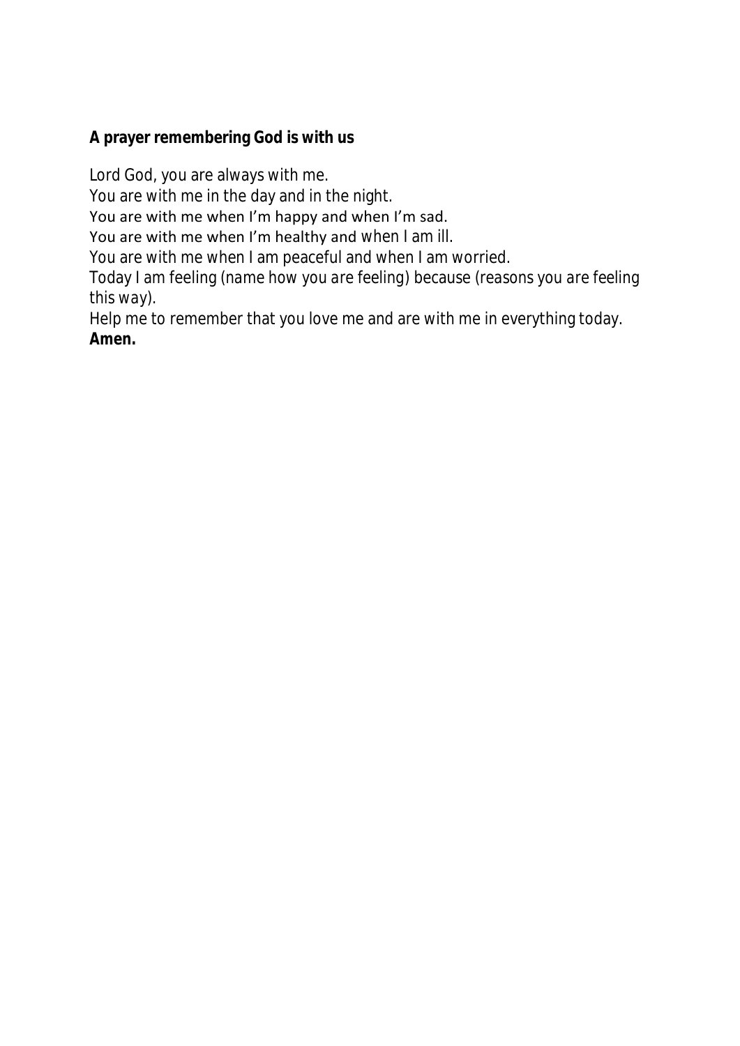**A prayer remembering God is with us**

Lord God, you are always with me.
You are with me in the day and in the night.
You are with me when I'm happy and when I'm sad.
You are with me when I'm healthy and when I am ill.
You are with me when I am peaceful and when I am worried.
Today I am feeling (name how you are feeling) because (reasons you are feeling this way).
Help me to remember that you love me and are with me in everything today.
**Amen.**